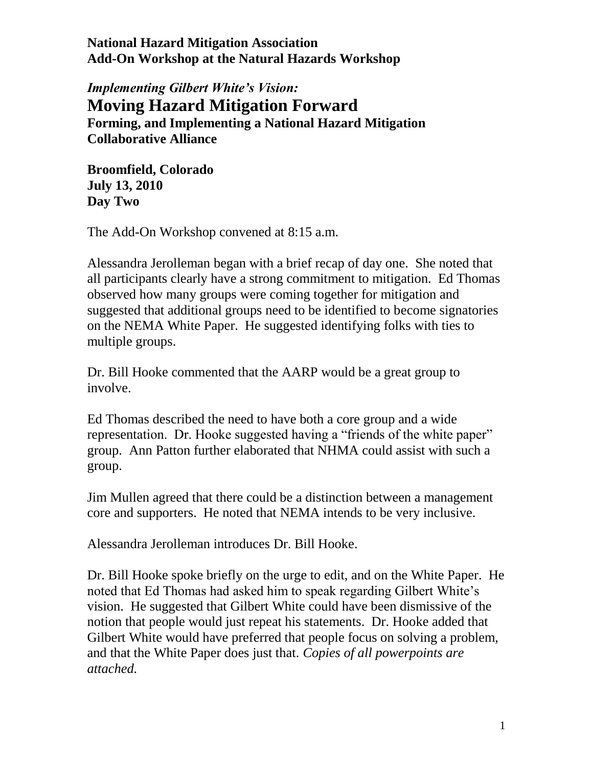**National Hazard Mitigation Association**
**Add-On Workshop at the Natural Hazards Workshop**

***Implementing Gilbert White's Vision:***

# Moving Hazard Mitigation Forward

**Forming, and Implementing a National Hazard Mitigation Collaborative Alliance**

**Broomfield, Colorado**
**July 13, 2010**
**Day Two**

The Add-On Workshop convened at 8:15 a.m.

Alessandra Jerolleman began with a brief recap of day one. She noted that all participants clearly have a strong commitment to mitigation. Ed Thomas observed how many groups were coming together for mitigation and suggested that additional groups need to be identified to become signatories on the NEMA White Paper. He suggested identifying folks with ties to multiple groups.

Dr. Bill Hooke commented that the AARP would be a great group to involve.

Ed Thomas described the need to have both a core group and a wide representation. Dr. Hooke suggested having a "friends of the white paper" group. Ann Patton further elaborated that NHMA could assist with such a group.

Jim Mullen agreed that there could be a distinction between a management core and supporters. He noted that NEMA intends to be very inclusive.

Alessandra Jerolleman introduces Dr. Bill Hooke.

Dr. Bill Hooke spoke briefly on the urge to edit, and on the White Paper. He noted that Ed Thomas had asked him to speak regarding Gilbert White's vision. He suggested that Gilbert White could have been dismissive of the notion that people would just repeat his statements. Dr. Hooke added that Gilbert White would have preferred that people focus on solving a problem, and that the White Paper does just that. *Copies of all powerpoints are attached.*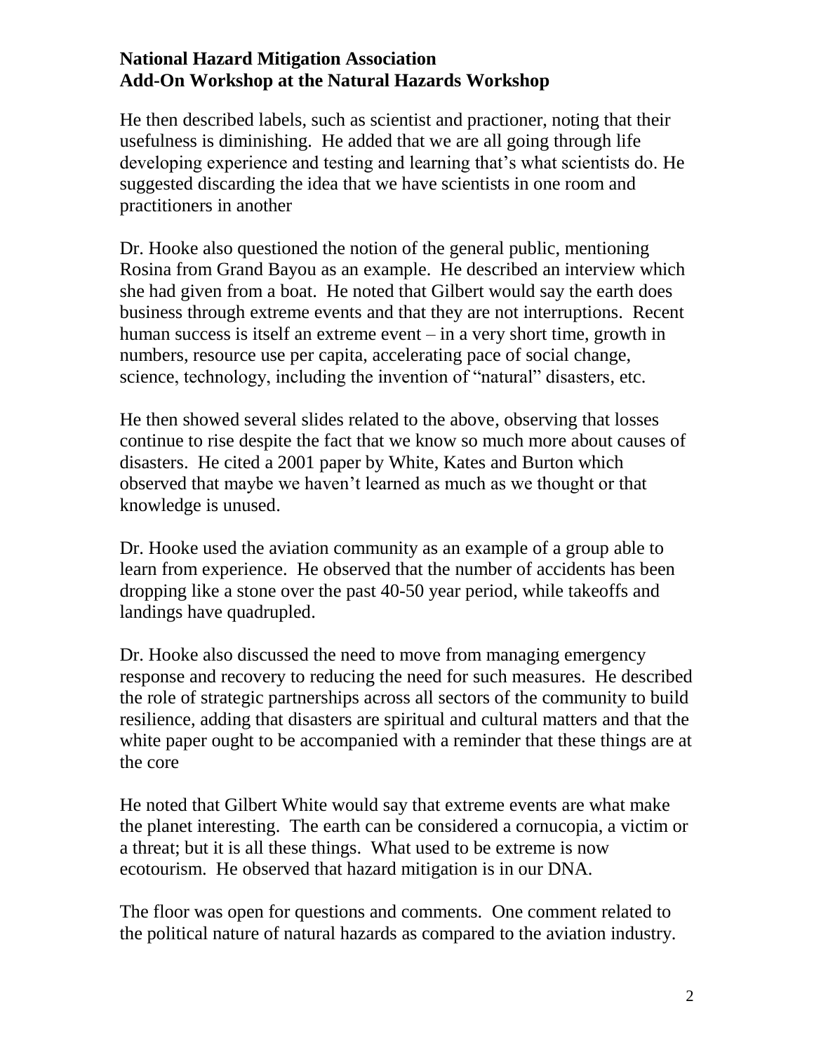**National Hazard Mitigation Association**
**Add-On Workshop at the Natural Hazards Workshop**

He then described labels, such as scientist and practioner, noting that their usefulness is diminishing. He added that we are all going through life developing experience and testing and learning that's what scientists do. He suggested discarding the idea that we have scientists in one room and practitioners in another

Dr. Hooke also questioned the notion of the general public, mentioning Rosina from Grand Bayou as an example. He described an interview which she had given from a boat. He noted that Gilbert would say the earth does business through extreme events and that they are not interruptions. Recent human success is itself an extreme event – in a very short time, growth in numbers, resource use per capita, accelerating pace of social change, science, technology, including the invention of "natural" disasters, etc.

He then showed several slides related to the above, observing that losses continue to rise despite the fact that we know so much more about causes of disasters. He cited a 2001 paper by White, Kates and Burton which observed that maybe we haven't learned as much as we thought or that knowledge is unused.

Dr. Hooke used the aviation community as an example of a group able to learn from experience. He observed that the number of accidents has been dropping like a stone over the past 40-50 year period, while takeoffs and landings have quadrupled.

Dr. Hooke also discussed the need to move from managing emergency response and recovery to reducing the need for such measures. He described the role of strategic partnerships across all sectors of the community to build resilience, adding that disasters are spiritual and cultural matters and that the white paper ought to be accompanied with a reminder that these things are at the core

He noted that Gilbert White would say that extreme events are what make the planet interesting. The earth can be considered a cornucopia, a victim or a threat; but it is all these things. What used to be extreme is now ecotourism. He observed that hazard mitigation is in our DNA.

The floor was open for questions and comments. One comment related to the political nature of natural hazards as compared to the aviation industry.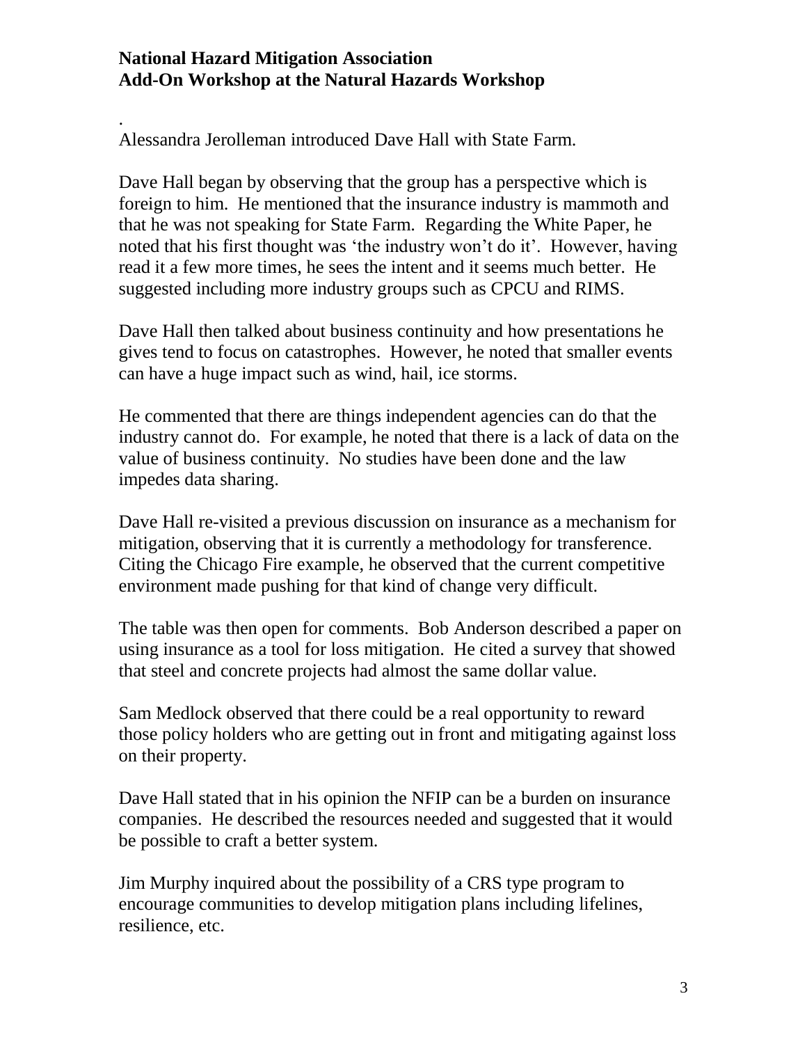**National Hazard Mitigation Association**
**Add-On Workshop at the Natural Hazards Workshop**

.
Alessandra Jerolleman introduced Dave Hall with State Farm.

Dave Hall began by observing that the group has a perspective which is foreign to him. He mentioned that the insurance industry is mammoth and that he was not speaking for State Farm. Regarding the White Paper, he noted that his first thought was 'the industry won't do it'. However, having read it a few more times, he sees the intent and it seems much better. He suggested including more industry groups such as CPCU and RIMS.

Dave Hall then talked about business continuity and how presentations he gives tend to focus on catastrophes. However, he noted that smaller events can have a huge impact such as wind, hail, ice storms.

He commented that there are things independent agencies can do that the industry cannot do. For example, he noted that there is a lack of data on the value of business continuity. No studies have been done and the law impedes data sharing.

Dave Hall re-visited a previous discussion on insurance as a mechanism for mitigation, observing that it is currently a methodology for transference. Citing the Chicago Fire example, he observed that the current competitive environment made pushing for that kind of change very difficult.

The table was then open for comments. Bob Anderson described a paper on using insurance as a tool for loss mitigation. He cited a survey that showed that steel and concrete projects had almost the same dollar value.

Sam Medlock observed that there could be a real opportunity to reward those policy holders who are getting out in front and mitigating against loss on their property.

Dave Hall stated that in his opinion the NFIP can be a burden on insurance companies. He described the resources needed and suggested that it would be possible to craft a better system.

Jim Murphy inquired about the possibility of a CRS type program to encourage communities to develop mitigation plans including lifelines, resilience, etc.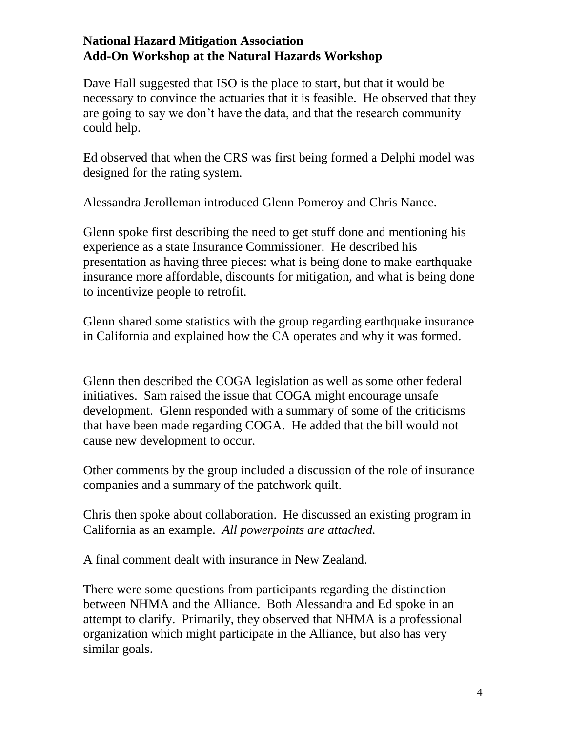**National Hazard Mitigation Association**
**Add-On Workshop at the Natural Hazards Workshop**

Dave Hall suggested that ISO is the place to start, but that it would be necessary to convince the actuaries that it is feasible. He observed that they are going to say we don't have the data, and that the research community could help.

Ed observed that when the CRS was first being formed a Delphi model was designed for the rating system.

Alessandra Jerolleman introduced Glenn Pomeroy and Chris Nance.

Glenn spoke first describing the need to get stuff done and mentioning his experience as a state Insurance Commissioner. He described his presentation as having three pieces: what is being done to make earthquake insurance more affordable, discounts for mitigation, and what is being done to incentivize people to retrofit.

Glenn shared some statistics with the group regarding earthquake insurance in California and explained how the CA operates and why it was formed.

Glenn then described the COGA legislation as well as some other federal initiatives. Sam raised the issue that COGA might encourage unsafe development. Glenn responded with a summary of some of the criticisms that have been made regarding COGA. He added that the bill would not cause new development to occur.

Other comments by the group included a discussion of the role of insurance companies and a summary of the patchwork quilt.

Chris then spoke about collaboration. He discussed an existing program in California as an example. *All powerpoints are attached.*

A final comment dealt with insurance in New Zealand.

There were some questions from participants regarding the distinction between NHMA and the Alliance. Both Alessandra and Ed spoke in an attempt to clarify. Primarily, they observed that NHMA is a professional organization which might participate in the Alliance, but also has very similar goals.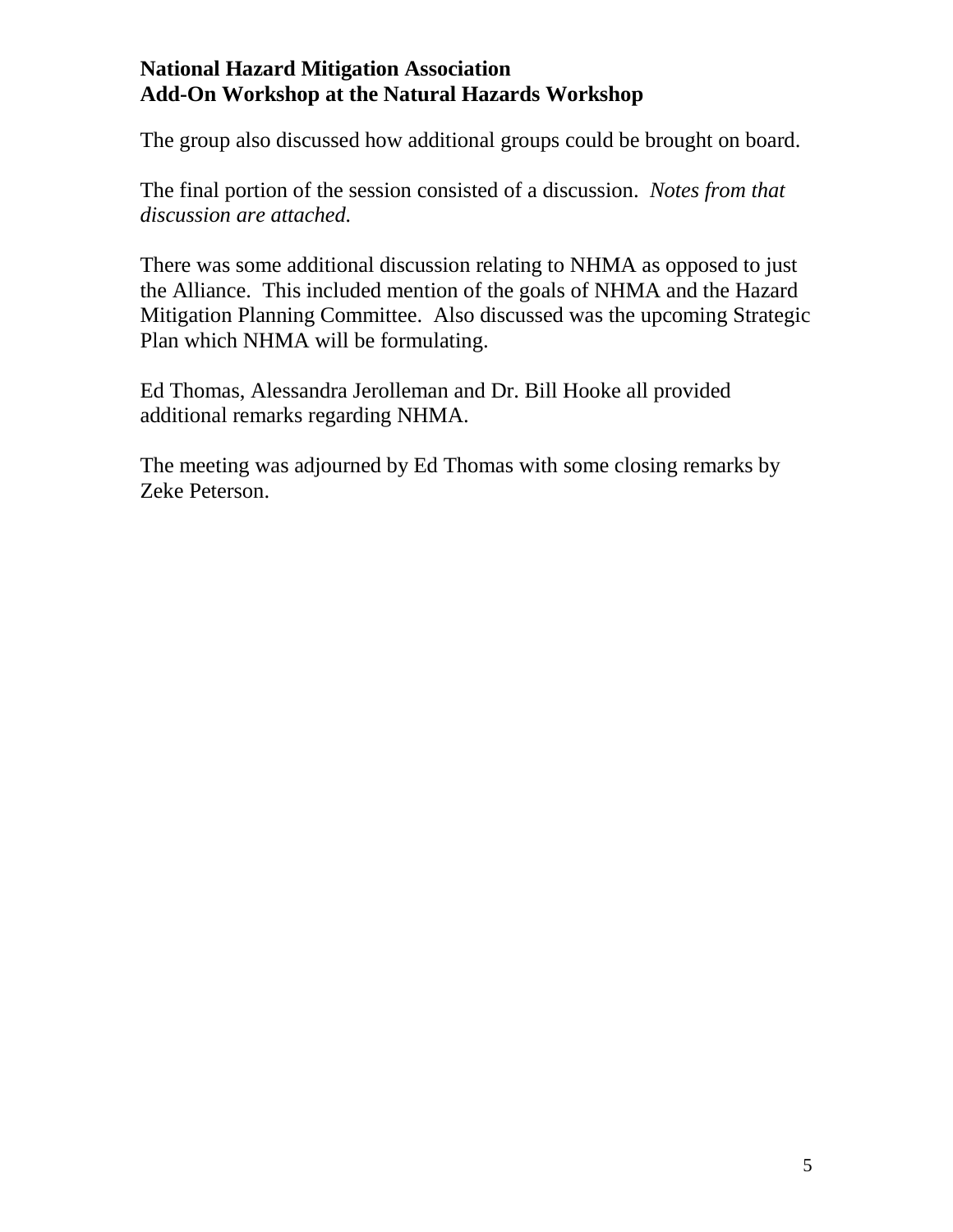**National Hazard Mitigation Association**
**Add-On Workshop at the Natural Hazards Workshop**

The group also discussed how additional groups could be brought on board.

The final portion of the session consisted of a discussion. *Notes from that discussion are attached.*

There was some additional discussion relating to NHMA as opposed to just the Alliance. This included mention of the goals of NHMA and the Hazard Mitigation Planning Committee. Also discussed was the upcoming Strategic Plan which NHMA will be formulating.

Ed Thomas, Alessandra Jerolleman and Dr. Bill Hooke all provided additional remarks regarding NHMA.

The meeting was adjourned by Ed Thomas with some closing remarks by Zeke Peterson.